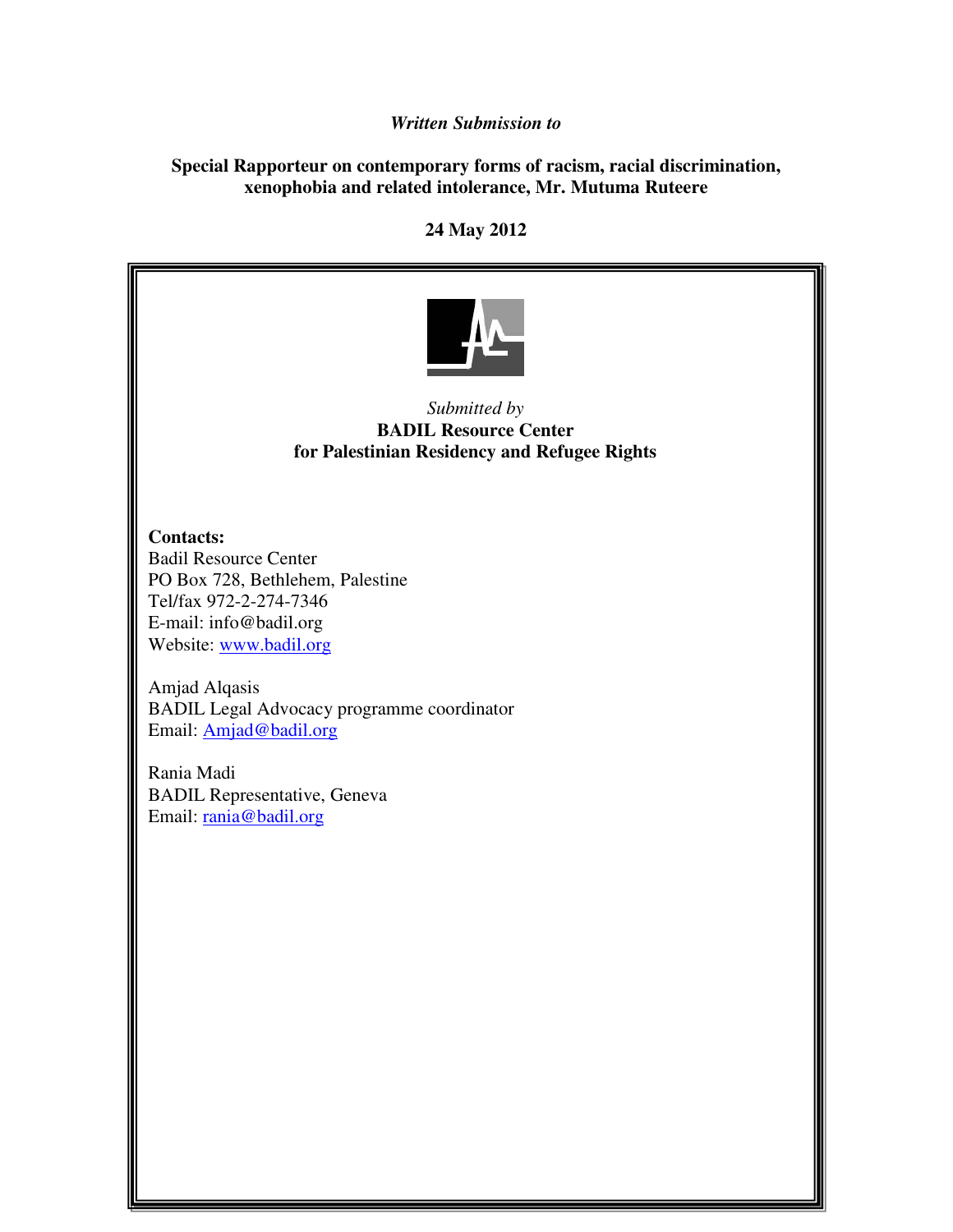*Written Submission to*

**Special Rapporteur on contemporary forms of racism, racial discrimination, xenophobia and related intolerance, Mr. Mutuma Ruteere**

**24 May 2012**

*Submitted by*

**BADIL Resource Center for Palestinian Residency and Refugee Rights**

**Contacts:**
Badil Resource Center
PO Box 728, Bethlehem, Palestine
Tel/fax 972-2-274-7346
E-mail: info@badil.org
Website: www.badil.org

Amjad Alqasis
BADIL Legal Advocacy programme coordinator
Email: Amjad@badil.org

Rania Madi
BADIL Representative, Geneva
Email: rania@badil.org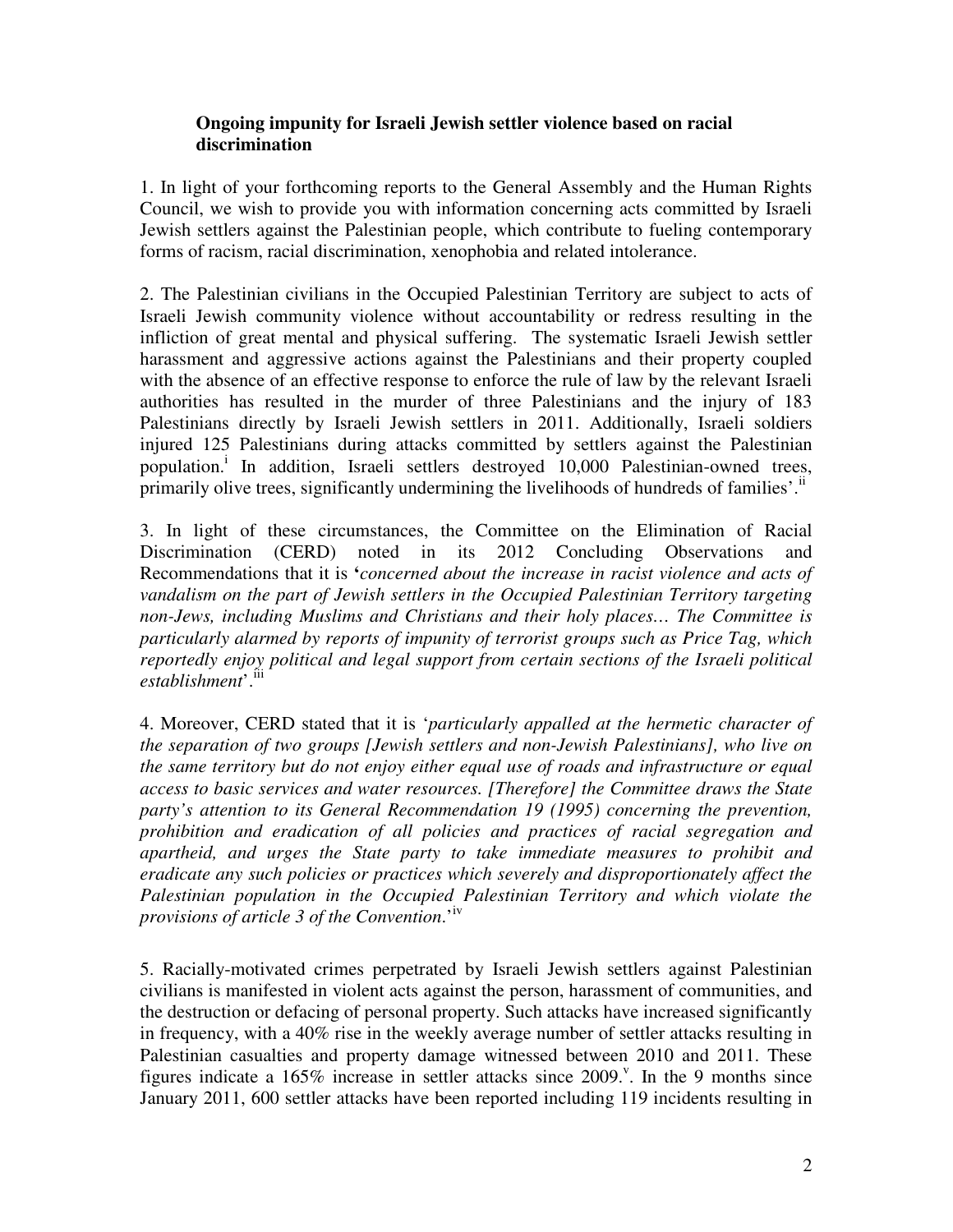**Ongoing impunity for Israeli Jewish settler violence based on racial discrimination**

1. In light of your forthcoming reports to the General Assembly and the Human Rights Council, we wish to provide you with information concerning acts committed by Israeli Jewish settlers against the Palestinian people, which contribute to fueling contemporary forms of racism, racial discrimination, xenophobia and related intolerance.

2. The Palestinian civilians in the Occupied Palestinian Territory are subject to acts of Israeli Jewish community violence without accountability or redress resulting in the infliction of great mental and physical suffering. The systematic Israeli Jewish settler harassment and aggressive actions against the Palestinians and their property coupled with the absence of an effective response to enforce the rule of law by the relevant Israeli authorities has resulted in the murder of three Palestinians and the injury of 183 Palestinians directly by Israeli Jewish settlers in 2011. Additionally, Israeli soldiers injured 125 Palestinians during attacks committed by settlers against the Palestinian population.[i] In addition, Israeli settlers destroyed 10,000 Palestinian-owned trees, primarily olive trees, significantly undermining the livelihoods of hundreds of families'.[ii]

3. In light of these circumstances, the Committee on the Elimination of Racial Discrimination (CERD) noted in its 2012 Concluding Observations and Recommendations that it is '*concerned about the increase in racist violence and acts of vandalism on the part of Jewish settlers in the Occupied Palestinian Territory targeting non-Jews, including Muslims and Christians and their holy places… The Committee is particularly alarmed by reports of impunity of terrorist groups such as Price Tag, which reportedly enjoy political and legal support from certain sections of the Israeli political establishment*'.[iii]

4. Moreover, CERD stated that it is '*particularly appalled at the hermetic character of the separation of two groups [Jewish settlers and non-Jewish Palestinians], who live on the same territory but do not enjoy either equal use of roads and infrastructure or equal access to basic services and water resources. [Therefore] the Committee draws the State party's attention to its General Recommendation 19 (1995) concerning the prevention, prohibition and eradication of all policies and practices of racial segregation and apartheid, and urges the State party to take immediate measures to prohibit and eradicate any such policies or practices which severely and disproportionately affect the Palestinian population in the Occupied Palestinian Territory and which violate the provisions of article 3 of the Convention.*'[iv]

5. Racially-motivated crimes perpetrated by Israeli Jewish settlers against Palestinian civilians is manifested in violent acts against the person, harassment of communities, and the destruction or defacing of personal property. Such attacks have increased significantly in frequency, with a 40% rise in the weekly average number of settler attacks resulting in Palestinian casualties and property damage witnessed between 2010 and 2011. These figures indicate a 165% increase in settler attacks since 2009.[v]. In the 9 months since January 2011, 600 settler attacks have been reported including 119 incidents resulting in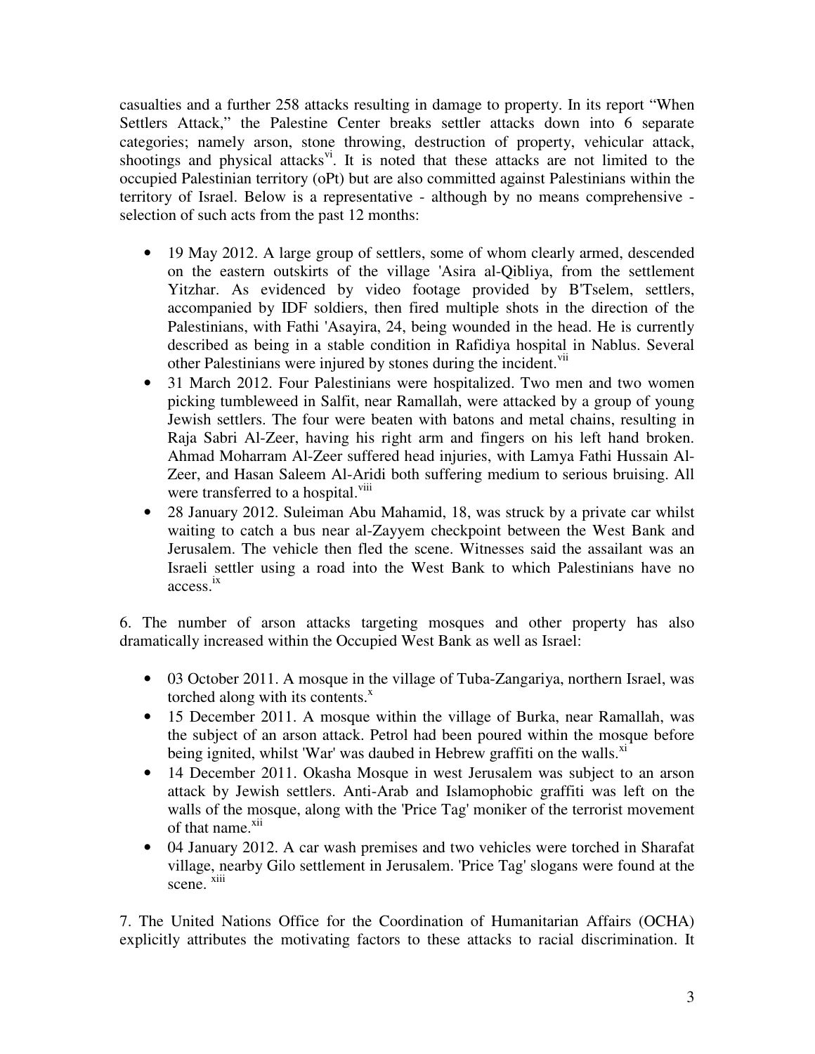casualties and a further 258 attacks resulting in damage to property. In its report "When Settlers Attack," the Palestine Center breaks settler attacks down into 6 separate categories; namely arson, stone throwing, destruction of property, vehicular attack, shootings and physical attacks[vi]. It is noted that these attacks are not limited to the occupied Palestinian territory (oPt) but are also committed against Palestinians within the territory of Israel. Below is a representative - although by no means comprehensive - selection of such acts from the past 12 months:

- 19 May 2012. A large group of settlers, some of whom clearly armed, descended on the eastern outskirts of the village 'Asira al-Qibliya, from the settlement Yitzhar. As evidenced by video footage provided by B'Tselem, settlers, accompanied by IDF soldiers, then fired multiple shots in the direction of the Palestinians, with Fathi 'Asayira, 24, being wounded in the head. He is currently described as being in a stable condition in Rafidiya hospital in Nablus. Several other Palestinians were injured by stones during the incident.[vii]
- 31 March 2012. Four Palestinians were hospitalized. Two men and two women picking tumbleweed in Salfit, near Ramallah, were attacked by a group of young Jewish settlers. The four were beaten with batons and metal chains, resulting in Raja Sabri Al-Zeer, having his right arm and fingers on his left hand broken. Ahmad Moharram Al-Zeer suffered head injuries, with Lamya Fathi Hussain Al-Zeer, and Hasan Saleem Al-Aridi both suffering medium to serious bruising. All were transferred to a hospital.[viii]
- 28 January 2012. Suleiman Abu Mahamid, 18, was struck by a private car whilst waiting to catch a bus near al-Zayyem checkpoint between the West Bank and Jerusalem. The vehicle then fled the scene. Witnesses said the assailant was an Israeli settler using a road into the West Bank to which Palestinians have no access.[ix]

6. The number of arson attacks targeting mosques and other property has also dramatically increased within the Occupied West Bank as well as Israel:

- 03 October 2011. A mosque in the village of Tuba-Zangariya, northern Israel, was torched along with its contents.[x]
- 15 December 2011. A mosque within the village of Burka, near Ramallah, was the subject of an arson attack. Petrol had been poured within the mosque before being ignited, whilst 'War' was daubed in Hebrew graffiti on the walls.[xi]
- 14 December 2011. Okasha Mosque in west Jerusalem was subject to an arson attack by Jewish settlers. Anti-Arab and Islamophobic graffiti was left on the walls of the mosque, along with the 'Price Tag' moniker of the terrorist movement of that name.[xii]
- 04 January 2012. A car wash premises and two vehicles were torched in Sharafat village, nearby Gilo settlement in Jerusalem. 'Price Tag' slogans were found at the scene.[xiii]

7. The United Nations Office for the Coordination of Humanitarian Affairs (OCHA) explicitly attributes the motivating factors to these attacks to racial discrimination. It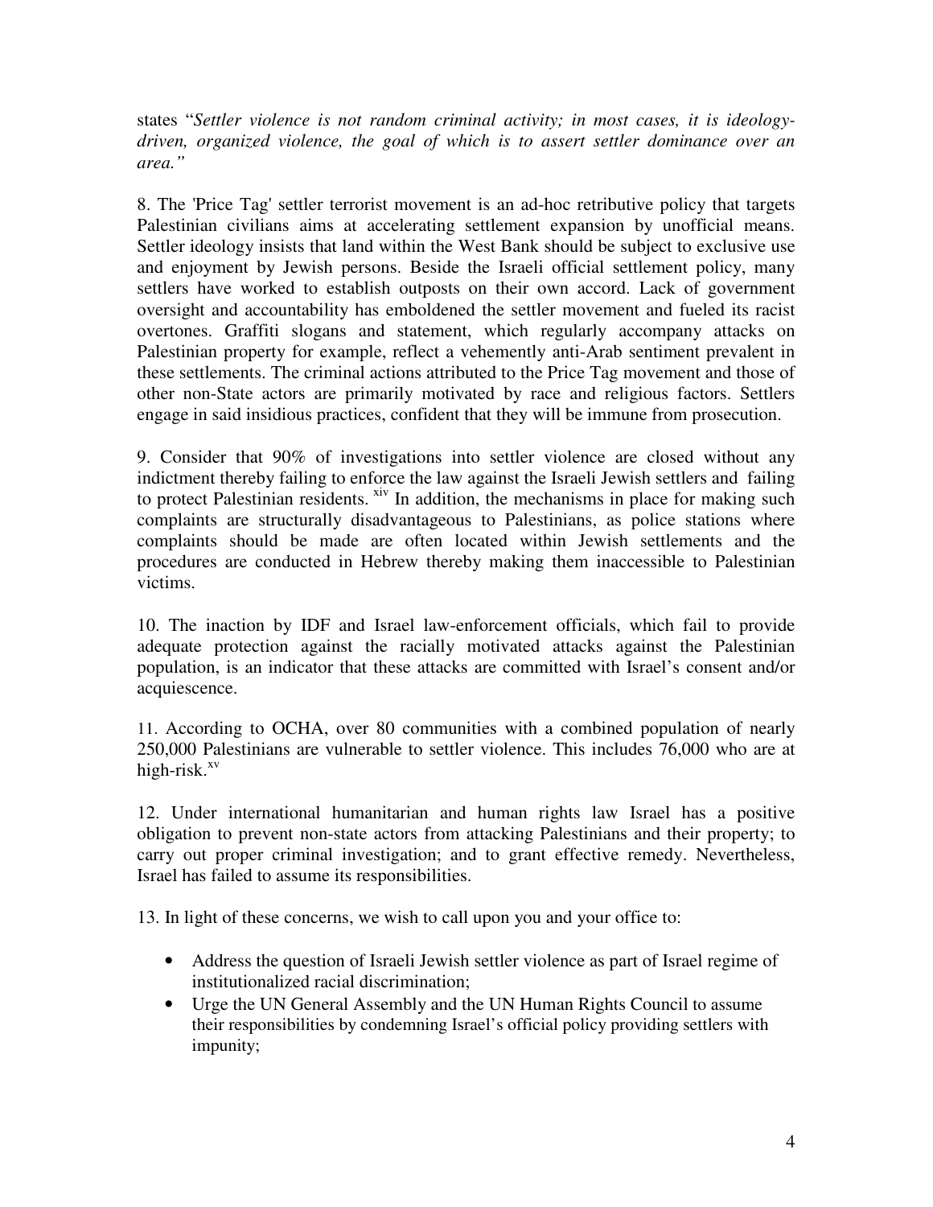states "*Settler violence is not random criminal activity; in most cases, it is ideology-driven, organized violence, the goal of which is to assert settler dominance over an area.*"

8. The 'Price Tag' settler terrorist movement is an ad-hoc retributive policy that targets Palestinian civilians aims at accelerating settlement expansion by unofficial means. Settler ideology insists that land within the West Bank should be subject to exclusive use and enjoyment by Jewish persons. Beside the Israeli official settlement policy, many settlers have worked to establish outposts on their own accord. Lack of government oversight and accountability has emboldened the settler movement and fueled its racist overtones. Graffiti slogans and statement, which regularly accompany attacks on Palestinian property for example, reflect a vehemently anti-Arab sentiment prevalent in these settlements. The criminal actions attributed to the Price Tag movement and those of other non-State actors are primarily motivated by race and religious factors. Settlers engage in said insidious practices, confident that they will be immune from prosecution.

9. Consider that 90% of investigations into settler violence are closed without any indictment thereby failing to enforce the law against the Israeli Jewish settlers and failing to protect Palestinian residents. [xiv] In addition, the mechanisms in place for making such complaints are structurally disadvantageous to Palestinians, as police stations where complaints should be made are often located within Jewish settlements and the procedures are conducted in Hebrew thereby making them inaccessible to Palestinian victims.

10. The inaction by IDF and Israel law-enforcement officials, which fail to provide adequate protection against the racially motivated attacks against the Palestinian population, is an indicator that these attacks are committed with Israel's consent and/or acquiescence.

11. According to OCHA, over 80 communities with a combined population of nearly 250,000 Palestinians are vulnerable to settler violence. This includes 76,000 who are at high-risk.[xv]

12. Under international humanitarian and human rights law Israel has a positive obligation to prevent non-state actors from attacking Palestinians and their property; to carry out proper criminal investigation; and to grant effective remedy. Nevertheless, Israel has failed to assume its responsibilities.

13. In light of these concerns, we wish to call upon you and your office to:

- Address the question of Israeli Jewish settler violence as part of Israel regime of institutionalized racial discrimination;
- Urge the UN General Assembly and the UN Human Rights Council to assume their responsibilities by condemning Israel's official policy providing settlers with impunity;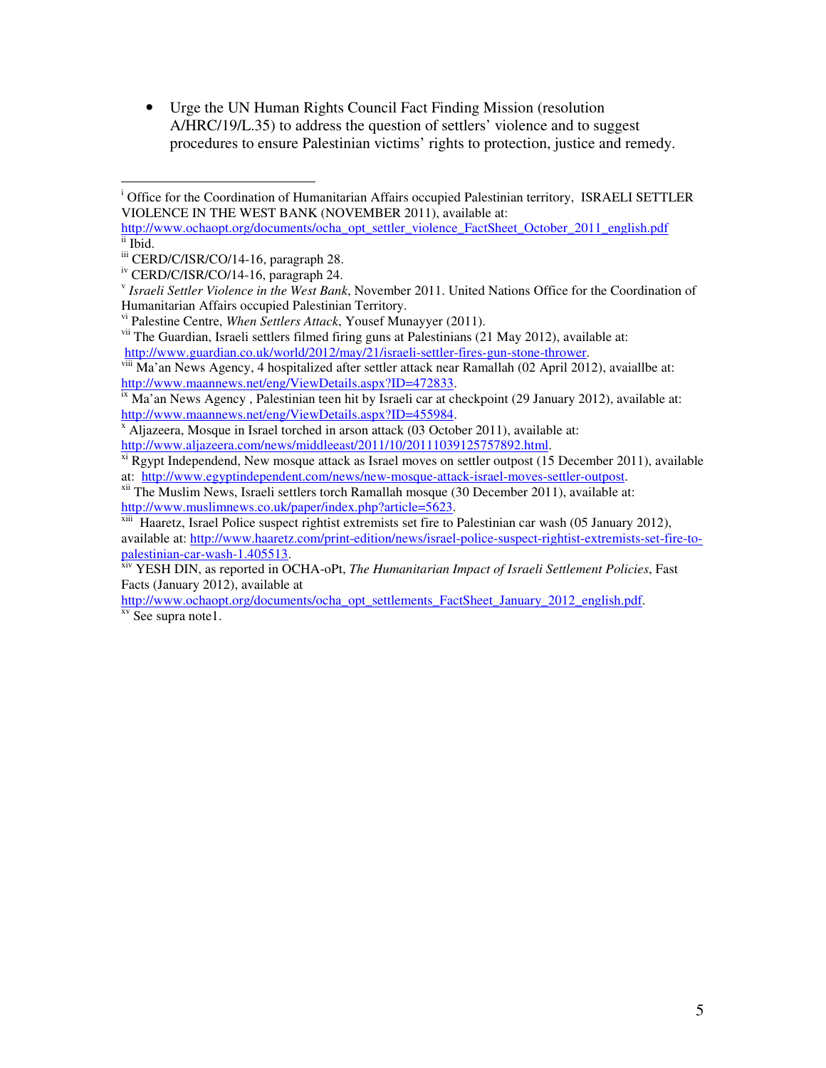- Urge the UN Human Rights Council Fact Finding Mission (resolution A/HRC/19/L.35) to address the question of settlers' violence and to suggest procedures to ensure Palestinian victims' rights to protection, justice and remedy.

---

[i] Office for the Coordination of Humanitarian Affairs occupied Palestinian territory, ISRAELI SETTLER VIOLENCE IN THE WEST BANK (NOVEMBER 2011), available at: http://www.ochaopt.org/documents/ocha_opt_settler_violence_FactSheet_October_2011_english.pdf

[ii] Ibid.

[iii] CERD/C/ISR/CO/14-16, paragraph 28.

[iv] CERD/C/ISR/CO/14-16, paragraph 24.

[v] *Israeli Settler Violence in the West Bank*, November 2011. United Nations Office for the Coordination of Humanitarian Affairs occupied Palestinian Territory.

[vi] Palestine Centre, *When Settlers Attack*, Yousef Munayyer (2011).

[vii] The Guardian, Israeli settlers filmed firing guns at Palestinians (21 May 2012), available at: http://www.guardian.co.uk/world/2012/may/21/israeli-settler-fires-gun-stone-thrower.

[viii] Ma'an News Agency, 4 hospitalized after settler attack near Ramallah (02 April 2012), avaiallbe at: http://www.maannews.net/eng/ViewDetails.aspx?ID=472833.

[ix] Ma'an News Agency , Palestinian teen hit by Israeli car at checkpoint (29 January 2012), available at: http://www.maannews.net/eng/ViewDetails.aspx?ID=455984.

[x] Aljazeera, Mosque in Israel torched in arson attack (03 October 2011), available at: http://www.aljazeera.com/news/middleeast/2011/10/20111039125757892.html.

[xi] Rgypt Independend, New mosque attack as Israel moves on settler outpost (15 December 2011), available at: http://www.egyptindependent.com/news/new-mosque-attack-israel-moves-settler-outpost.

[xii] The Muslim News, Israeli settlers torch Ramallah mosque (30 December 2011), available at: http://www.muslimnews.co.uk/paper/index.php?article=5623.

[xiii] Haaretz, Israel Police suspect rightist extremists set fire to Palestinian car wash (05 January 2012), available at: http://www.haaretz.com/print-edition/news/israel-police-suspect-rightist-extremists-set-fire-to-palestinian-car-wash-1.405513.

[xiv] YESH DIN, as reported in OCHA-oPt, *The Humanitarian Impact of Israeli Settlement Policies*, Fast Facts (January 2012), available at http://www.ochaopt.org/documents/ocha_opt_settlements_FactSheet_January_2012_english.pdf.

[xv] See supra note1.